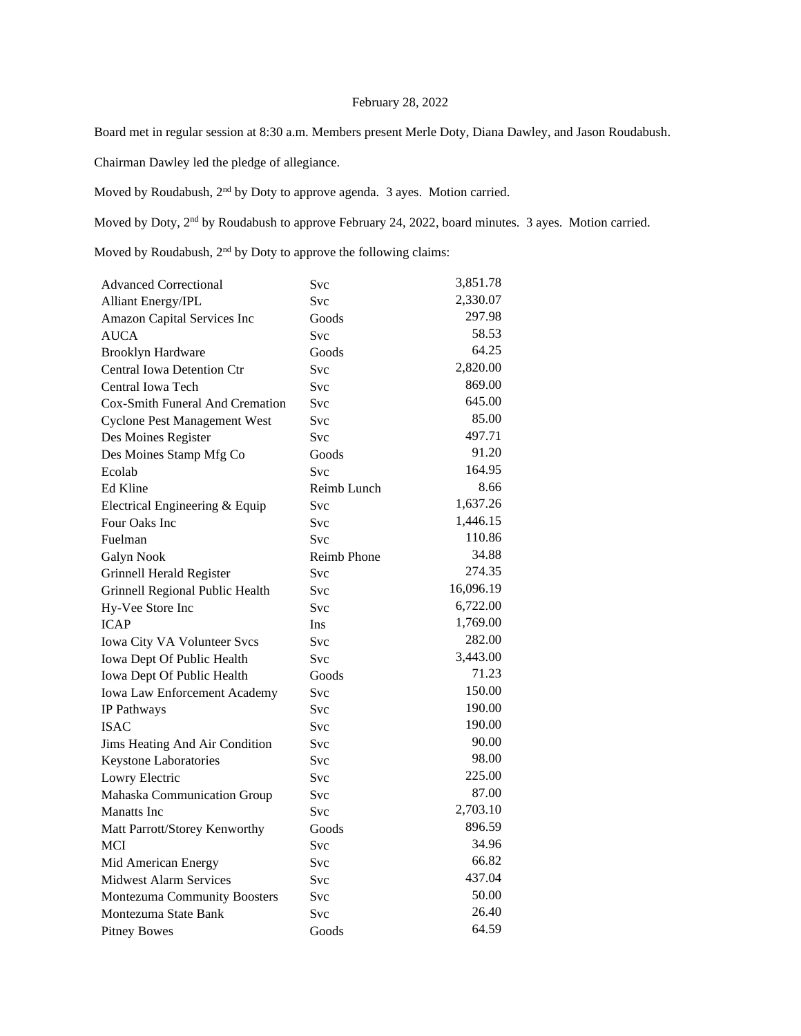February 28, 2022

Board met in regular session at 8:30 a.m. Members present Merle Doty, Diana Dawley, and Jason Roudabush.

Chairman Dawley led the pledge of allegiance.

Moved by Roudabush, 2nd by Doty to approve agenda. 3 ayes. Motion carried.

Moved by Doty, 2nd by Roudabush to approve February 24, 2022, board minutes. 3 ayes. Motion carried.

Moved by Roudabush, 2nd by Doty to approve the following claims:

| | | |
|---|---|---|
| Advanced Correctional | Svc | 3,851.78 |
| Alliant Energy/IPL | Svc | 2,330.07 |
| Amazon Capital Services Inc | Goods | 297.98 |
| AUCA | Svc | 58.53 |
| Brooklyn Hardware | Goods | 64.25 |
| Central Iowa Detention Ctr | Svc | 2,820.00 |
| Central Iowa Tech | Svc | 869.00 |
| Cox-Smith Funeral And Cremation | Svc | 645.00 |
| Cyclone Pest Management West | Svc | 85.00 |
| Des Moines Register | Svc | 497.71 |
| Des Moines Stamp Mfg Co | Goods | 91.20 |
| Ecolab | Svc | 164.95 |
| Ed Kline | Reimb Lunch | 8.66 |
| Electrical Engineering & Equip | Svc | 1,637.26 |
| Four Oaks Inc | Svc | 1,446.15 |
| Fuelman | Svc | 110.86 |
| Galyn Nook | Reimb Phone | 34.88 |
| Grinnell Herald Register | Svc | 274.35 |
| Grinnell Regional Public Health | Svc | 16,096.19 |
| Hy-Vee Store Inc | Svc | 6,722.00 |
| ICAP | Ins | 1,769.00 |
| Iowa City VA Volunteer Svcs | Svc | 282.00 |
| Iowa Dept Of Public Health | Svc | 3,443.00 |
| Iowa Dept Of Public Health | Goods | 71.23 |
| Iowa Law Enforcement Academy | Svc | 150.00 |
| IP Pathways | Svc | 190.00 |
| ISAC | Svc | 190.00 |
| Jims Heating And Air Condition | Svc | 90.00 |
| Keystone Laboratories | Svc | 98.00 |
| Lowry Electric | Svc | 225.00 |
| Mahaska Communication Group | Svc | 87.00 |
| Manatts Inc | Svc | 2,703.10 |
| Matt Parrott/Storey Kenworthy | Goods | 896.59 |
| MCI | Svc | 34.96 |
| Mid American Energy | Svc | 66.82 |
| Midwest Alarm Services | Svc | 437.04 |
| Montezuma Community Boosters | Svc | 50.00 |
| Montezuma State Bank | Svc | 26.40 |
| Pitney Bowes | Goods | 64.59 |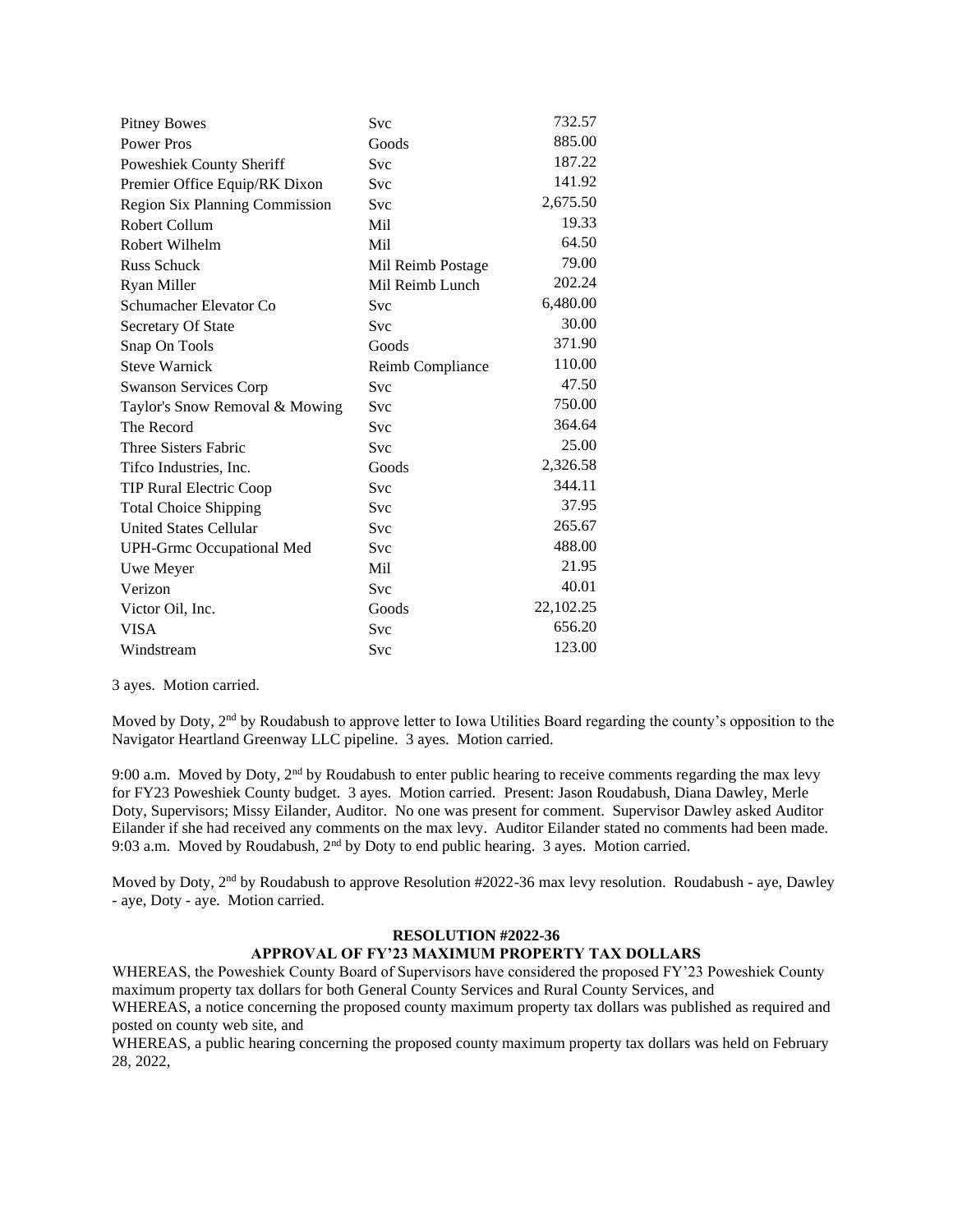| | | |
|---|---|---|
| Pitney Bowes | Svc | 732.57 |
| Power Pros | Goods | 885.00 |
| Poweshiek County Sheriff | Svc | 187.22 |
| Premier Office Equip/RK Dixon | Svc | 141.92 |
| Region Six Planning Commission | Svc | 2,675.50 |
| Robert Collum | Mil | 19.33 |
| Robert Wilhelm | Mil | 64.50 |
| Russ Schuck | Mil Reimb Postage | 79.00 |
| Ryan Miller | Mil Reimb Lunch | 202.24 |
| Schumacher Elevator Co | Svc | 6,480.00 |
| Secretary Of State | Svc | 30.00 |
| Snap On Tools | Goods | 371.90 |
| Steve Warnick | Reimb Compliance | 110.00 |
| Swanson Services Corp | Svc | 47.50 |
| Taylor's Snow Removal & Mowing | Svc | 750.00 |
| The Record | Svc | 364.64 |
| Three Sisters Fabric | Svc | 25.00 |
| Tifco Industries, Inc. | Goods | 2,326.58 |
| TIP Rural Electric Coop | Svc | 344.11 |
| Total Choice Shipping | Svc | 37.95 |
| United States Cellular | Svc | 265.67 |
| UPH-Grmc Occupational Med | Svc | 488.00 |
| Uwe Meyer | Mil | 21.95 |
| Verizon | Svc | 40.01 |
| Victor Oil, Inc. | Goods | 22,102.25 |
| VISA | Svc | 656.20 |
| Windstream | Svc | 123.00 |

3 ayes. Motion carried.

Moved by Doty, 2nd by Roudabush to approve letter to Iowa Utilities Board regarding the county's opposition to the Navigator Heartland Greenway LLC pipeline. 3 ayes. Motion carried.

9:00 a.m. Moved by Doty, 2nd by Roudabush to enter public hearing to receive comments regarding the max levy for FY23 Poweshiek County budget. 3 ayes. Motion carried. Present: Jason Roudabush, Diana Dawley, Merle Doty, Supervisors; Missy Eilander, Auditor. No one was present for comment. Supervisor Dawley asked Auditor Eilander if she had received any comments on the max levy. Auditor Eilander stated no comments had been made. 9:03 a.m. Moved by Roudabush, 2nd by Doty to end public hearing. 3 ayes. Motion carried.

Moved by Doty, 2nd by Roudabush to approve Resolution #2022-36 max levy resolution. Roudabush - aye, Dawley - aye, Doty - aye. Motion carried.

**RESOLUTION #2022-36**
**APPROVAL OF FY'23 MAXIMUM PROPERTY TAX DOLLARS**

WHEREAS, the Poweshiek County Board of Supervisors have considered the proposed FY'23 Poweshiek County maximum property tax dollars for both General County Services and Rural County Services, and
WHEREAS, a notice concerning the proposed county maximum property tax dollars was published as required and posted on county web site, and
WHEREAS, a public hearing concerning the proposed county maximum property tax dollars was held on February 28, 2022,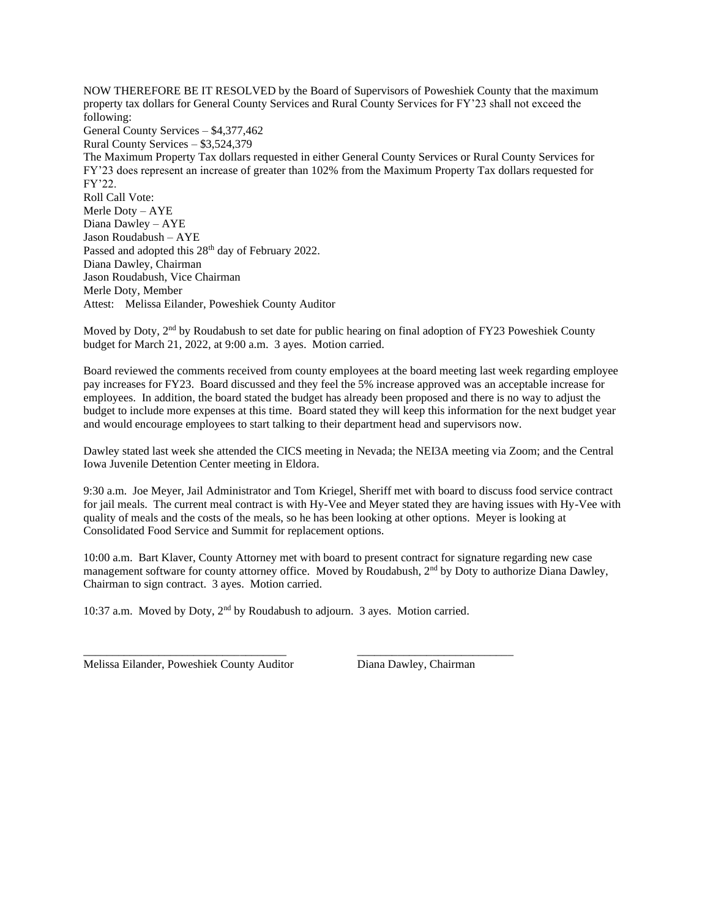NOW THEREFORE BE IT RESOLVED by the Board of Supervisors of Poweshiek County that the maximum property tax dollars for General County Services and Rural County Services for FY'23 shall not exceed the following:

General County Services – $4,377,462
Rural County Services – $3,524,379

The Maximum Property Tax dollars requested in either General County Services or Rural County Services for FY'23 does represent an increase of greater than 102% from the Maximum Property Tax dollars requested for FY'22.

Roll Call Vote:
Merle Doty – AYE
Diana Dawley – AYE
Jason Roudabush – AYE

Passed and adopted this 28th day of February 2022.

Diana Dawley, Chairman
Jason Roudabush, Vice Chairman
Merle Doty, Member
Attest: Melissa Eilander, Poweshiek County Auditor

Moved by Doty, 2nd by Roudabush to set date for public hearing on final adoption of FY23 Poweshiek County budget for March 21, 2022, at 9:00 a.m. 3 ayes. Motion carried.

Board reviewed the comments received from county employees at the board meeting last week regarding employee pay increases for FY23. Board discussed and they feel the 5% increase approved was an acceptable increase for employees. In addition, the board stated the budget has already been proposed and there is no way to adjust the budget to include more expenses at this time. Board stated they will keep this information for the next budget year and would encourage employees to start talking to their department head and supervisors now.

Dawley stated last week she attended the CICS meeting in Nevada; the NEI3A meeting via Zoom; and the Central Iowa Juvenile Detention Center meeting in Eldora.

9:30 a.m. Joe Meyer, Jail Administrator and Tom Kriegel, Sheriff met with board to discuss food service contract for jail meals. The current meal contract is with Hy-Vee and Meyer stated they are having issues with Hy-Vee with quality of meals and the costs of the meals, so he has been looking at other options. Meyer is looking at Consolidated Food Service and Summit for replacement options.

10:00 a.m. Bart Klaver, County Attorney met with board to present contract for signature regarding new case management software for county attorney office. Moved by Roudabush, 2nd by Doty to authorize Diana Dawley, Chairman to sign contract. 3 ayes. Motion carried.

10:37 a.m. Moved by Doty, 2nd by Roudabush to adjourn. 3 ayes. Motion carried.

\_\_\_\_\_\_\_\_\_\_\_\_\_\_\_\_\_\_\_\_\_\_\_\_\_\_\_\_\_\_\_\_\_\_\_
Melissa Eilander, Poweshiek County Auditor

\_\_\_\_\_\_\_\_\_\_\_\_\_\_\_\_\_\_\_\_\_\_\_\_\_\_\_
Diana Dawley, Chairman